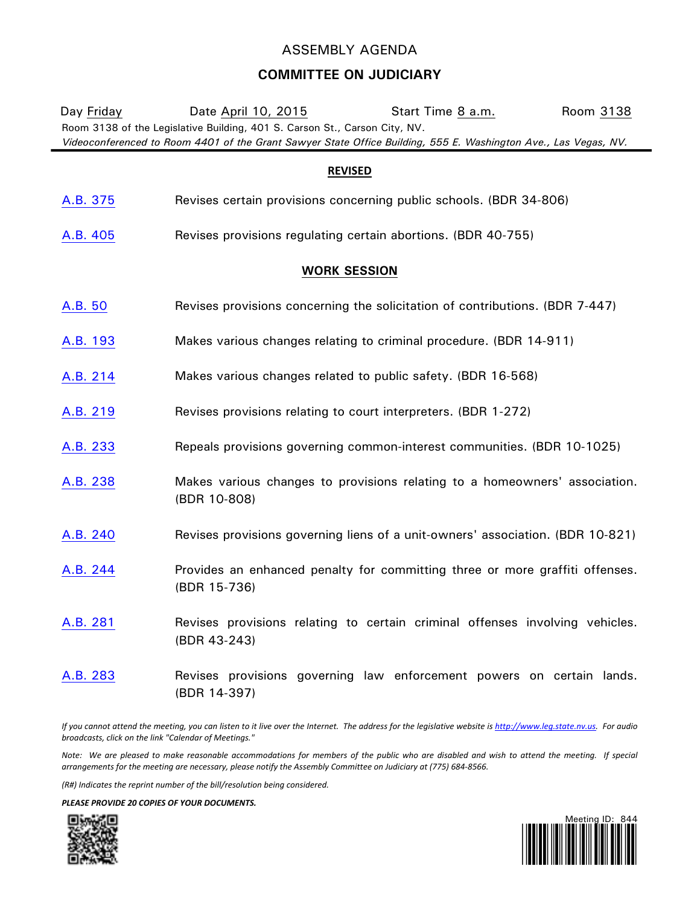# ASSEMBLY AGENDA

## COMMITTEE ON JUDICIARY

Day Friday Date April 10, 2015 Start Time 8 a.m. Room 3138

Room 3138 of the Legislative Building, 401 S. Carson St., Carson City, NV.

*Videoconferenced to Room 4401 of the Grant Sawyer State Office Building, 555 E. Washington Ave., Las Vegas, NV.*

---

**REVISED**

A.B. 375 Revises certain provisions concerning public schools. (BDR 34-806)

A.B. 405 Revises provisions regulating certain abortions. (BDR 40-755)

**WORK SESSION**

A.B. 50 Revises provisions concerning the solicitation of contributions. (BDR 7-447)

A.B. 193 Makes various changes relating to criminal procedure. (BDR 14-911)

A.B. 214 Makes various changes related to public safety. (BDR 16-568)

A.B. 219 Revises provisions relating to court interpreters. (BDR 1-272)

A.B. 233 Repeals provisions governing common-interest communities. (BDR 10-1025)

A.B. 238 Makes various changes to provisions relating to a homeowners' association. (BDR 10-808)

A.B. 240 Revises provisions governing liens of a unit-owners' association. (BDR 10-821)

A.B. 244 Provides an enhanced penalty for committing three or more graffiti offenses. (BDR 15-736)

A.B. 281 Revises provisions relating to certain criminal offenses involving vehicles. (BDR 43-243)

A.B. 283 Revises provisions governing law enforcement powers on certain lands. (BDR 14-397)

*If you cannot attend the meeting, you can listen to it live over the Internet. The address for the legislative website is http://www.leg.state.nv.us. For audio broadcasts, click on the link "Calendar of Meetings."*

*Note: We are pleased to make reasonable accommodations for members of the public who are disabled and wish to attend the meeting. If special arrangements for the meeting are necessary, please notify the Assembly Committee on Judiciary at (775) 684-8566.*

*(R#) Indicates the reprint number of the bill/resolution being considered.*

***PLEASE PROVIDE 20 COPIES OF YOUR DOCUMENTS.***

Meeting ID: 844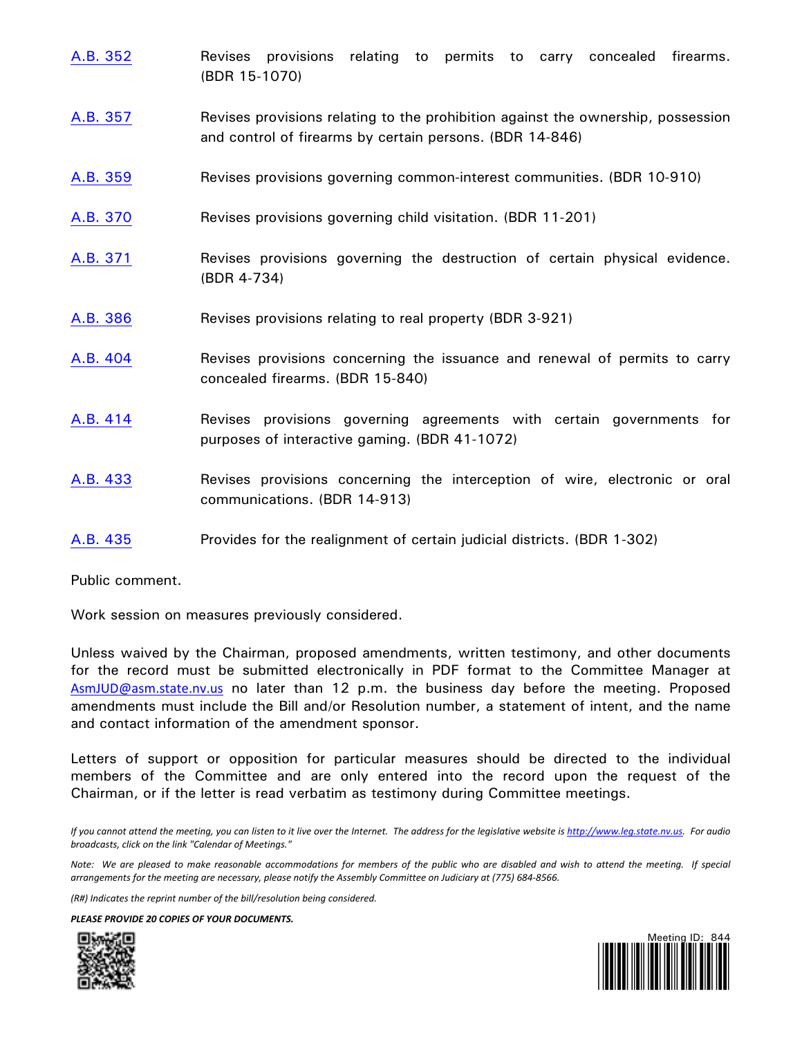| | |
|---|---|
| A.B. 352 | Revises provisions relating to permits to carry concealed firearms. (BDR 15-1070) |
| A.B. 357 | Revises provisions relating to the prohibition against the ownership, possession and control of firearms by certain persons. (BDR 14-846) |
| A.B. 359 | Revises provisions governing common-interest communities. (BDR 10-910) |
| A.B. 370 | Revises provisions governing child visitation. (BDR 11-201) |
| A.B. 371 | Revises provisions governing the destruction of certain physical evidence. (BDR 4-734) |
| A.B. 386 | Revises provisions relating to real property (BDR 3-921) |
| A.B. 404 | Revises provisions concerning the issuance and renewal of permits to carry concealed firearms. (BDR 15-840) |
| A.B. 414 | Revises provisions governing agreements with certain governments for purposes of interactive gaming. (BDR 41-1072) |
| A.B. 433 | Revises provisions concerning the interception of wire, electronic or oral communications. (BDR 14-913) |
| A.B. 435 | Provides for the realignment of certain judicial districts. (BDR 1-302) |

Public comment.

Work session on measures previously considered.

Unless waived by the Chairman, proposed amendments, written testimony, and other documents for the record must be submitted electronically in PDF format to the Committee Manager at AsmJUD@asm.state.nv.us no later than 12 p.m. the business day before the meeting. Proposed amendments must include the Bill and/or Resolution number, a statement of intent, and the name and contact information of the amendment sponsor.

Letters of support or opposition for particular measures should be directed to the individual members of the Committee and are only entered into the record upon the request of the Chairman, or if the letter is read verbatim as testimony during Committee meetings.

*If you cannot attend the meeting, you can listen to it live over the Internet. The address for the legislative website is http://www.leg.state.nv.us. For audio broadcasts, click on the link "Calendar of Meetings."*

*Note: We are pleased to make reasonable accommodations for members of the public who are disabled and wish to attend the meeting. If special arrangements for the meeting are necessary, please notify the Assembly Committee on Judiciary at (775) 684-8566.*

*(R#) Indicates the reprint number of the bill/resolution being considered.*

***PLEASE PROVIDE 20 COPIES OF YOUR DOCUMENTS.***

Meeting ID: 844